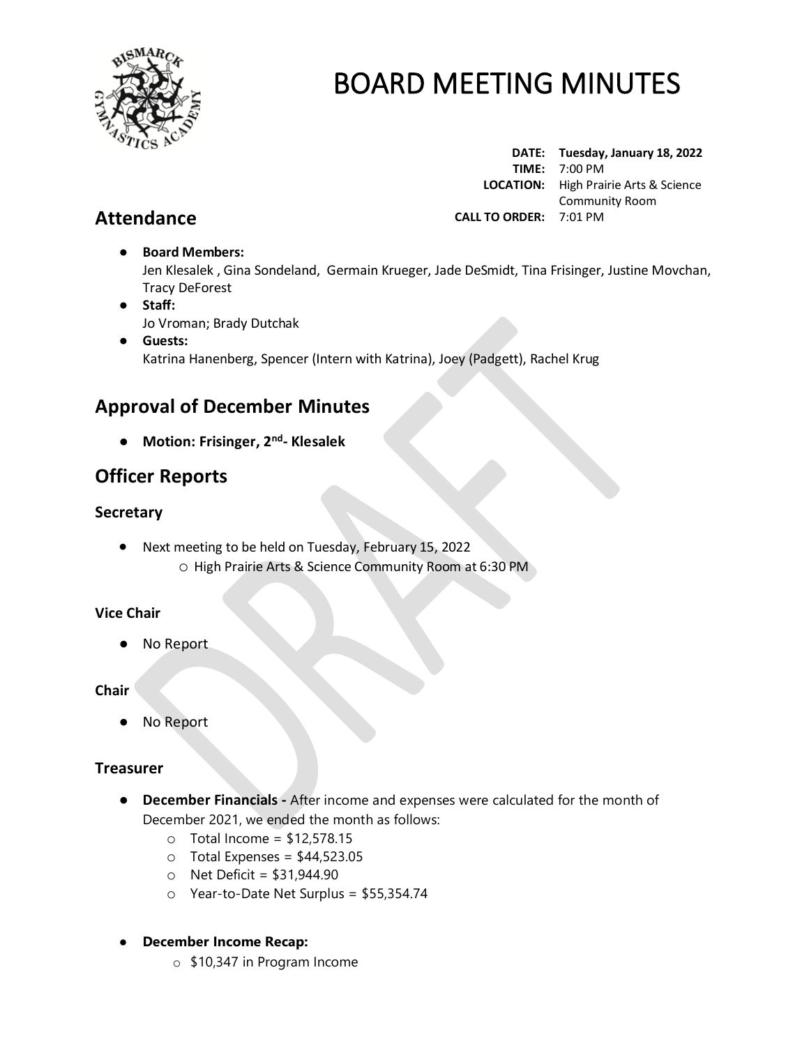# BOARD MEETING MINUTES

**DATE:** **Tuesday, January 18, 2022**
**TIME:** 7:00 PM
**LOCATION:** High Prairie Arts & Science Community Room
**CALL TO ORDER:** 7:01 PM

## Attendance

- **Board Members:**
  Jen Klesalek , Gina Sondeland, Germain Krueger, Jade DeSmidt, Tina Frisinger, Justine Movchan, Tracy DeForest
- **Staff:**
  Jo Vroman; Brady Dutchak
- **Guests:**
  Katrina Hanenberg, Spencer (Intern with Katrina), Joey (Padgett), Rachel Krug

## Approval of December Minutes

- **Motion: Frisinger, 2nd- Klesalek**

## Officer Reports

### Secretary

- Next meeting to be held on Tuesday, February 15, 2022
  - High Prairie Arts & Science Community Room at 6:30 PM

#### Vice Chair

- No Report

#### Chair

- No Report

### Treasurer

- **December Financials -** After income and expenses were calculated for the month of December 2021, we ended the month as follows:
  - Total Income = $12,578.15
  - Total Expenses = $44,523.05
  - Net Deficit = $31,944.90
  - Year-to-Date Net Surplus = $55,354.74

- **December Income Recap:**
  - $10,347 in Program Income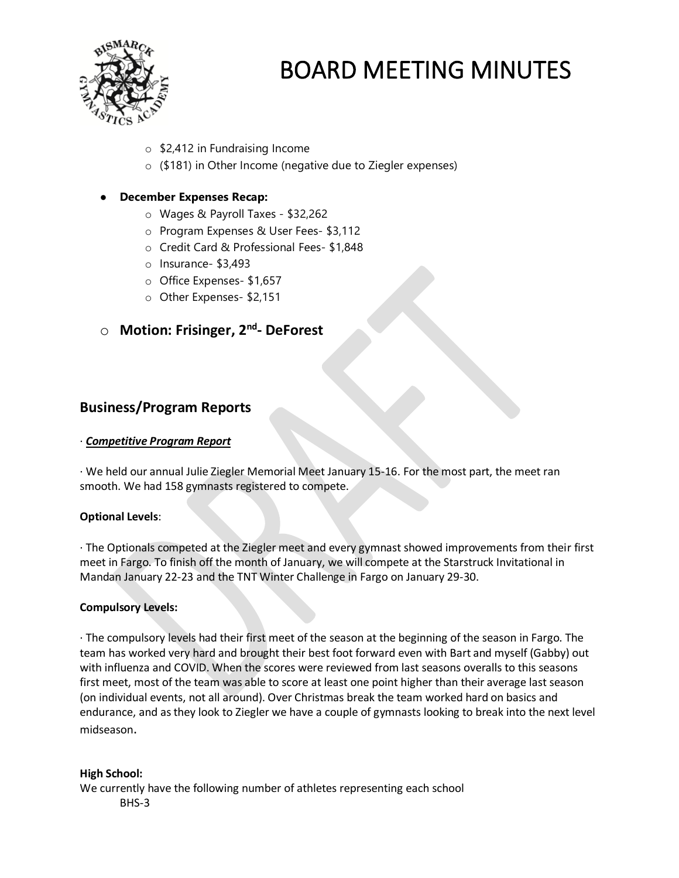- $2,412 in Fundraising Income
- ($181) in Other Income (negative due to Ziegler expenses)

- **December Expenses Recap:**
  - Wages & Payroll Taxes - $32,262
  - Program Expenses & User Fees- $3,112
  - Credit Card & Professional Fees- $1,848
  - Insurance- $3,493
  - Office Expenses- $1,657
  - Other Expenses- $2,151

- **Motion: Frisinger, 2nd- DeForest**

## Business/Program Reports

· ***Competitive Program Report***

· We held our annual Julie Ziegler Memorial Meet January 15-16. For the most part, the meet ran smooth. We had 158 gymnasts registered to compete.

**Optional Levels**:

· The Optionals competed at the Ziegler meet and every gymnast showed improvements from their first meet in Fargo. To finish off the month of January, we will compete at the Starstruck Invitational in Mandan January 22-23 and the TNT Winter Challenge in Fargo on January 29-30.

**Compulsory Levels:**

· The compulsory levels had their first meet of the season at the beginning of the season in Fargo. The team has worked very hard and brought their best foot forward even with Bart and myself (Gabby) out with influenza and COVID. When the scores were reviewed from last seasons overalls to this seasons first meet, most of the team was able to score at least one point higher than their average last season (on individual events, not all around). Over Christmas break the team worked hard on basics and endurance, and as they look to Ziegler we have a couple of gymnasts looking to break into the next level midseason.

**High School:**

We currently have the following number of athletes representing each school

BHS-3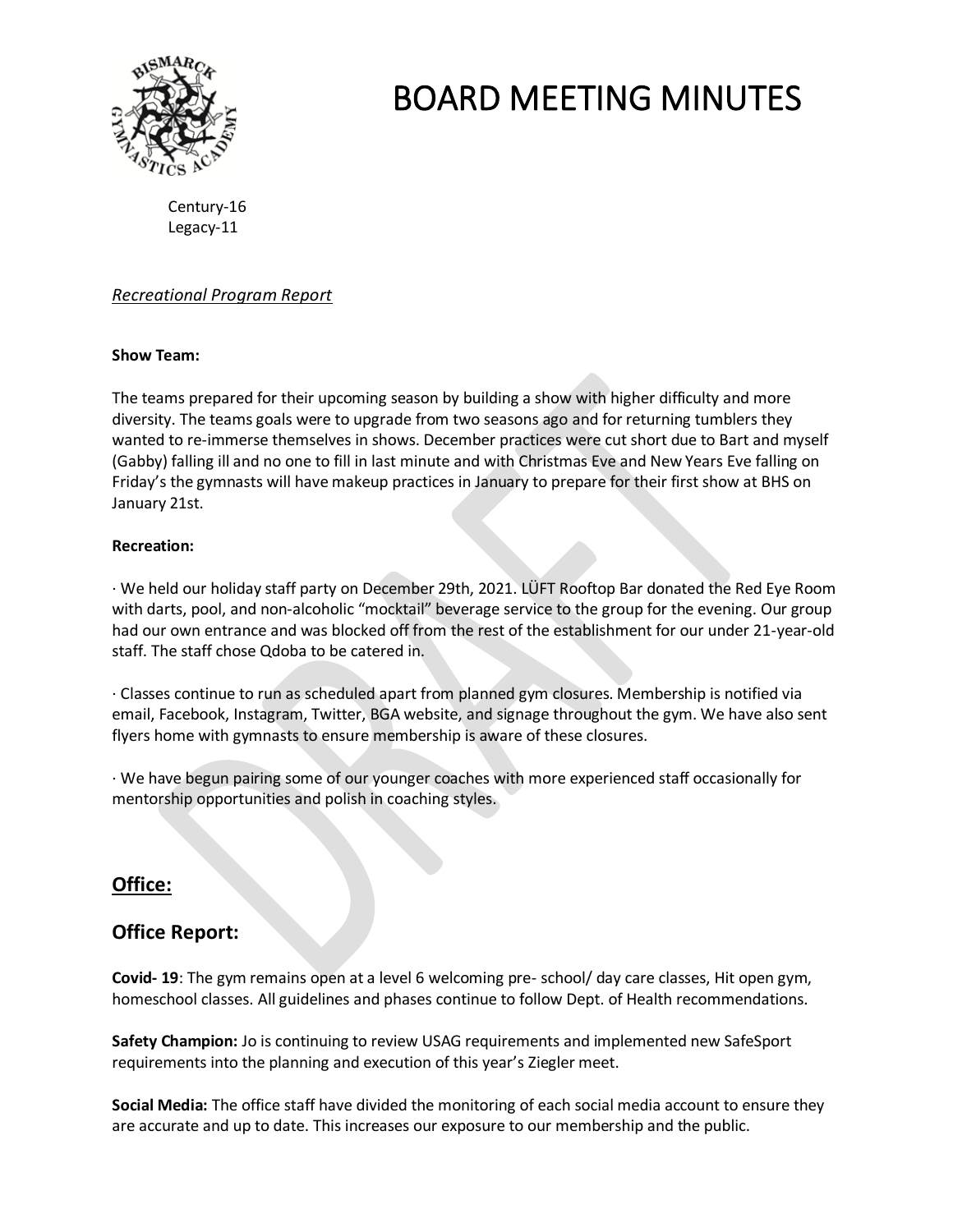# BOARD MEETING MINUTES

Century-16
Legacy-11

*Recreational Program Report*

**Show Team:**

The teams prepared for their upcoming season by building a show with higher difficulty and more diversity. The teams goals were to upgrade from two seasons ago and for returning tumblers they wanted to re-immerse themselves in shows. December practices were cut short due to Bart and myself (Gabby) falling ill and no one to fill in last minute and with Christmas Eve and New Years Eve falling on Friday's the gymnasts will have makeup practices in January to prepare for their first show at BHS on January 21st.

**Recreation:**

· We held our holiday staff party on December 29th, 2021. LÜFT Rooftop Bar donated the Red Eye Room with darts, pool, and non-alcoholic "mocktail" beverage service to the group for the evening. Our group had our own entrance and was blocked off from the rest of the establishment for our under 21-year-old staff. The staff chose Qdoba to be catered in.

· Classes continue to run as scheduled apart from planned gym closures. Membership is notified via email, Facebook, Instagram, Twitter, BGA website, and signage throughout the gym. We have also sent flyers home with gymnasts to ensure membership is aware of these closures.

· We have begun pairing some of our younger coaches with more experienced staff occasionally for mentorship opportunities and polish in coaching styles.

## Office:

## Office Report:

**Covid- 19**: The gym remains open at a level 6 welcoming pre- school/ day care classes, Hit open gym, homeschool classes. All guidelines and phases continue to follow Dept. of Health recommendations.

**Safety Champion:** Jo is continuing to review USAG requirements and implemented new SafeSport requirements into the planning and execution of this year's Ziegler meet.

**Social Media:** The office staff have divided the monitoring of each social media account to ensure they are accurate and up to date. This increases our exposure to our membership and the public.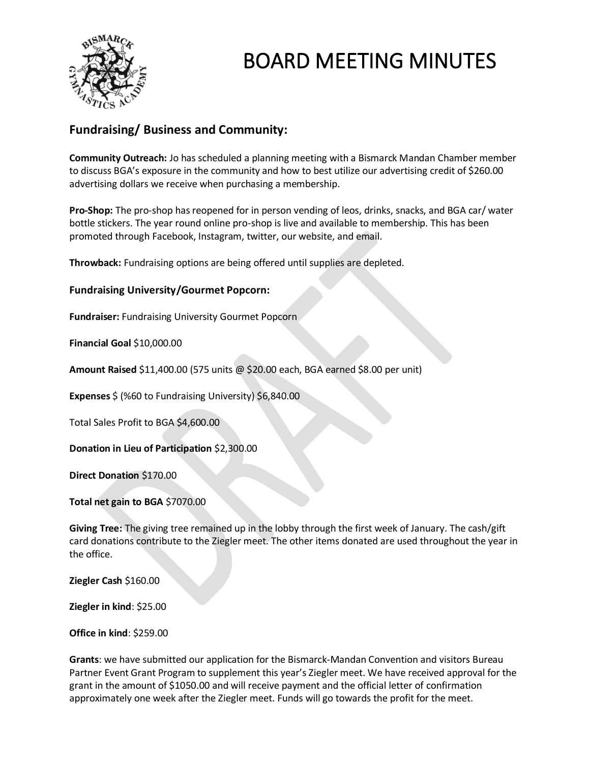# BOARD MEETING MINUTES

## Fundraising/ Business and Community:

**Community Outreach:** Jo has scheduled a planning meeting with a Bismarck Mandan Chamber member to discuss BGA's exposure in the community and how to best utilize our advertising credit of $260.00 advertising dollars we receive when purchasing a membership.

**Pro-Shop:** The pro-shop has reopened for in person vending of leos, drinks, snacks, and BGA car/ water bottle stickers. The year round online pro-shop is live and available to membership. This has been promoted through Facebook, Instagram, twitter, our website, and email.

**Throwback:** Fundraising options are being offered until supplies are depleted.

### Fundraising University/Gourmet Popcorn:

**Fundraiser:** Fundraising University Gourmet Popcorn

**Financial Goal** $10,000.00

**Amount Raised** $11,400.00 (575 units @ $20.00 each, BGA earned $8.00 per unit)

**Expenses** $ (%60 to Fundraising University) $6,840.00

Total Sales Profit to BGA $4,600.00

**Donation in Lieu of Participation** $2,300.00

**Direct Donation** $170.00

**Total net gain to BGA** $7070.00

**Giving Tree:** The giving tree remained up in the lobby through the first week of January. The cash/gift card donations contribute to the Ziegler meet. The other items donated are used throughout the year in the office.

**Ziegler Cash** $160.00

**Ziegler in kind**: $25.00

**Office in kind**: $259.00

**Grants**: we have submitted our application for the Bismarck-Mandan Convention and visitors Bureau Partner Event Grant Program to supplement this year's Ziegler meet. We have received approval for the grant in the amount of $1050.00 and will receive payment and the official letter of confirmation approximately one week after the Ziegler meet. Funds will go towards the profit for the meet.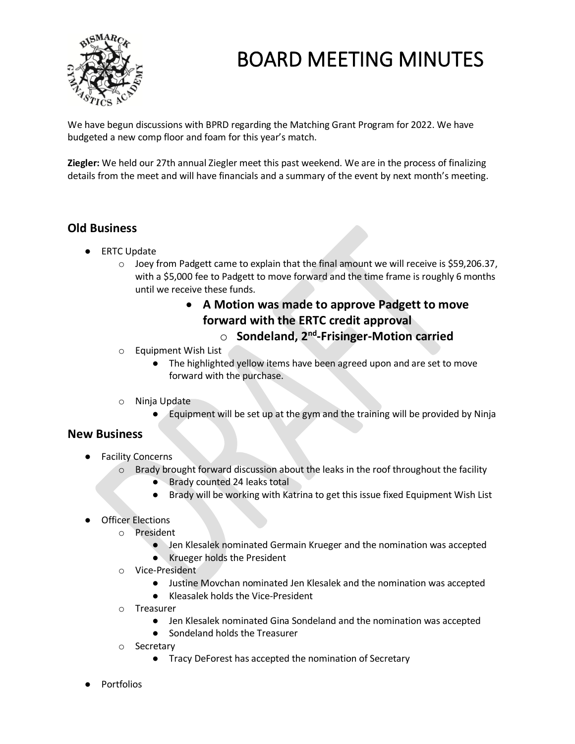# BOARD MEETING MINUTES

We have begun discussions with BPRD regarding the Matching Grant Program for 2022. We have budgeted a new comp floor and foam for this year's match.

**Ziegler:** We held our 27th annual Ziegler meet this past weekend. We are in the process of finalizing details from the meet and will have financials and a summary of the event by next month's meeting.

## Old Business

- ERTC Update
  - Joey from Padgett came to explain that the final amount we will receive is $59,206.37, with a $5,000 fee to Padgett to move forward and the time frame is roughly 6 months until we receive these funds.
    - **A Motion was made to approve Padgett to move forward with the ERTC credit approval**
      - **Sondeland, 2nd-Frisinger-Motion carried**
  - Equipment Wish List
    - The highlighted yellow items have been agreed upon and are set to move forward with the purchase.
  - Ninja Update
    - Equipment will be set up at the gym and the training will be provided by Ninja

## New Business

- Facility Concerns
  - Brady brought forward discussion about the leaks in the roof throughout the facility
    - Brady counted 24 leaks total
    - Brady will be working with Katrina to get this issue fixed Equipment Wish List
- Officer Elections
  - President
    - Jen Klesalek nominated Germain Krueger and the nomination was accepted
    - Krueger holds the President
  - Vice-President
    - Justine Movchan nominated Jen Klesalek and the nomination was accepted
    - Kleasalek holds the Vice-President
  - Treasurer
    - Jen Klesalek nominated Gina Sondeland and the nomination was accepted
    - Sondeland holds the Treasurer
  - Secretary
    - Tracy DeForest has accepted the nomination of Secretary
- Portfolios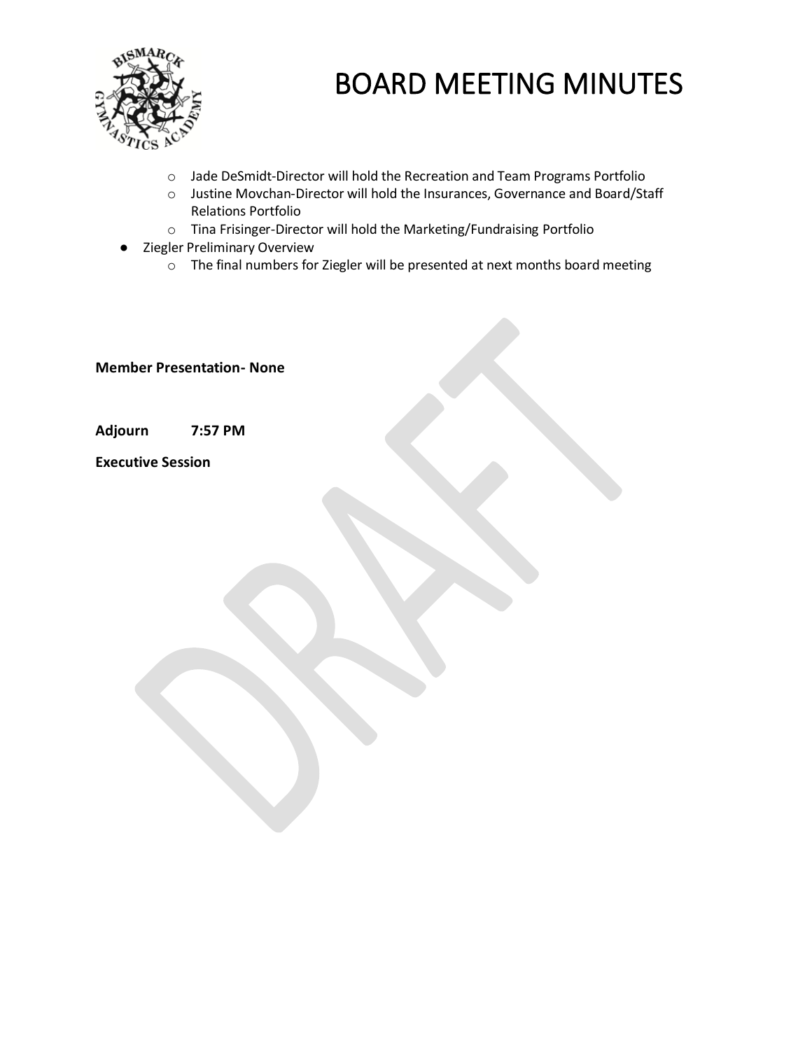- Jade DeSmidt-Director will hold the Recreation and Team Programs Portfolio
  - Justine Movchan-Director will hold the Insurances, Governance and Board/Staff Relations Portfolio
  - Tina Frisinger-Director will hold the Marketing/Fundraising Portfolio
- Ziegler Preliminary Overview
  - The final numbers for Ziegler will be presented at next months board meeting

**Member Presentation- None**

**Adjourn 7:57 PM**

**Executive Session**